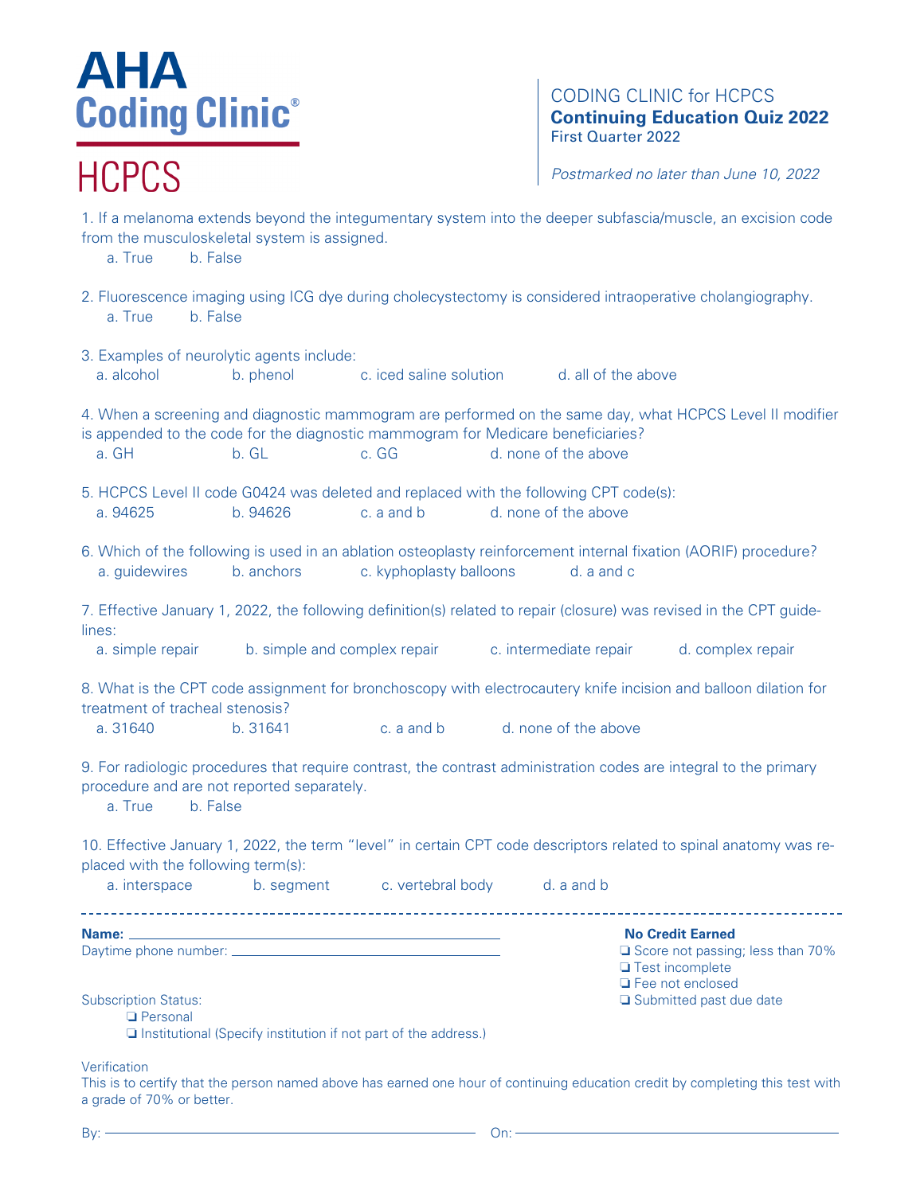# AHA Coding Clinic®

# HCPCS

CODING CLINIC for HCPCS
**Continuing Education Quiz 2022**
First Quarter 2022

*Postmarked no later than June 10, 2022*

1. If a melanoma extends beyond the integumentary system into the deeper subfascia/muscle, an excision code from the musculoskeletal system is assigned.
   a. True  b. False

2. Fluorescence imaging using ICG dye during cholecystectomy is considered intraoperative cholangiography.
   a. True  b. False

3. Examples of neurolytic agents include:
   a. alcohol  b. phenol  c. iced saline solution  d. all of the above

4. When a screening and diagnostic mammogram are performed on the same day, what HCPCS Level II modifier is appended to the code for the diagnostic mammogram for Medicare beneficiaries?
   a. GH  b. GL  c. GG  d. none of the above

5. HCPCS Level II code G0424 was deleted and replaced with the following CPT code(s):
   a. 94625  b. 94626  c. a and b  d. none of the above

6. Which of the following is used in an ablation osteoplasty reinforcement internal fixation (AORIF) procedure?
   a. guidewires  b. anchors  c. kyphoplasty balloons  d. a and c

7. Effective January 1, 2022, the following definition(s) related to repair (closure) was revised in the CPT guidelines:
   a. simple repair  b. simple and complex repair  c. intermediate repair  d. complex repair

8. What is the CPT code assignment for bronchoscopy with electrocautery knife incision and balloon dilation for treatment of tracheal stenosis?
   a. 31640  b. 31641  c. a and b  d. none of the above

9. For radiologic procedures that require contrast, the contrast administration codes are integral to the primary procedure and are not reported separately.
   a. True  b. False

10. Effective January 1, 2022, the term "level" in certain CPT code descriptors related to spinal anatomy was replaced with the following term(s):
    a. interspace  b. segment  c. vertebral body  d. a and b

---

**Name:** ____________________________________________

Daytime phone number: ____________________________________

**No Credit Earned**

❑ Score not passing; less than 70%
❑ Test incomplete
❑ Fee not enclosed
❑ Submitted past due date

Subscription Status:

❑ Personal
❑ Institutional (Specify institution if not part of the address.)

Verification

This is to certify that the person named above has earned one hour of continuing education credit by completing this test with a grade of 70% or better.

By: ____________________________________ On: ____________________________________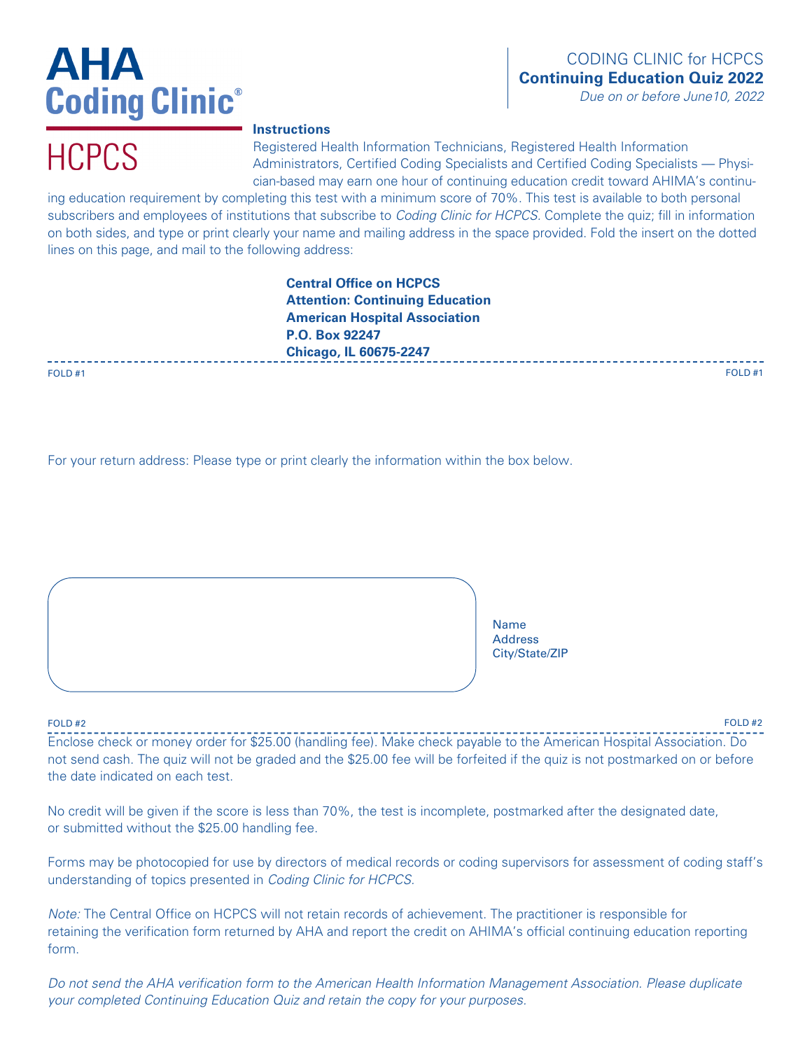# AHA Coding Clinic®

# HCPCS

CODING CLINIC for HCPCS
**Continuing Education Quiz 2022**
*Due on or before June10, 2022*

**Instructions**

Registered Health Information Technicians, Registered Health Information Administrators, Certified Coding Specialists and Certified Coding Specialists — Physician-based may earn one hour of continuing education credit toward AHIMA's continuing education requirement by completing this test with a minimum score of 70%. This test is available to both personal subscribers and employees of institutions that subscribe to *Coding Clinic for HCPCS*. Complete the quiz; fill in information on both sides, and type or print clearly your name and mailing address in the space provided. Fold the insert on the dotted lines on this page, and mail to the following address:

**Central Office on HCPCS**
**Attention: Continuing Education**
**American Hospital Association**
**P.O. Box 92247**
**Chicago, IL 60675-2247**

FOLD #1

For your return address: Please type or print clearly the information within the box below.

Name
Address
City/State/ZIP

FOLD #2

Enclose check or money order for $25.00 (handling fee). Make check payable to the American Hospital Association. Do not send cash. The quiz will not be graded and the $25.00 fee will be forfeited if the quiz is not postmarked on or before the date indicated on each test.

No credit will be given if the score is less than 70%, the test is incomplete, postmarked after the designated date, or submitted without the $25.00 handling fee.

Forms may be photocopied for use by directors of medical records or coding supervisors for assessment of coding staff's understanding of topics presented in *Coding Clinic for HCPCS*.

*Note:* The Central Office on HCPCS will not retain records of achievement. The practitioner is responsible for retaining the verification form returned by AHA and report the credit on AHIMA's official continuing education reporting form.

*Do not send the AHA verification form to the American Health Information Management Association. Please duplicate your completed Continuing Education Quiz and retain the copy for your purposes.*